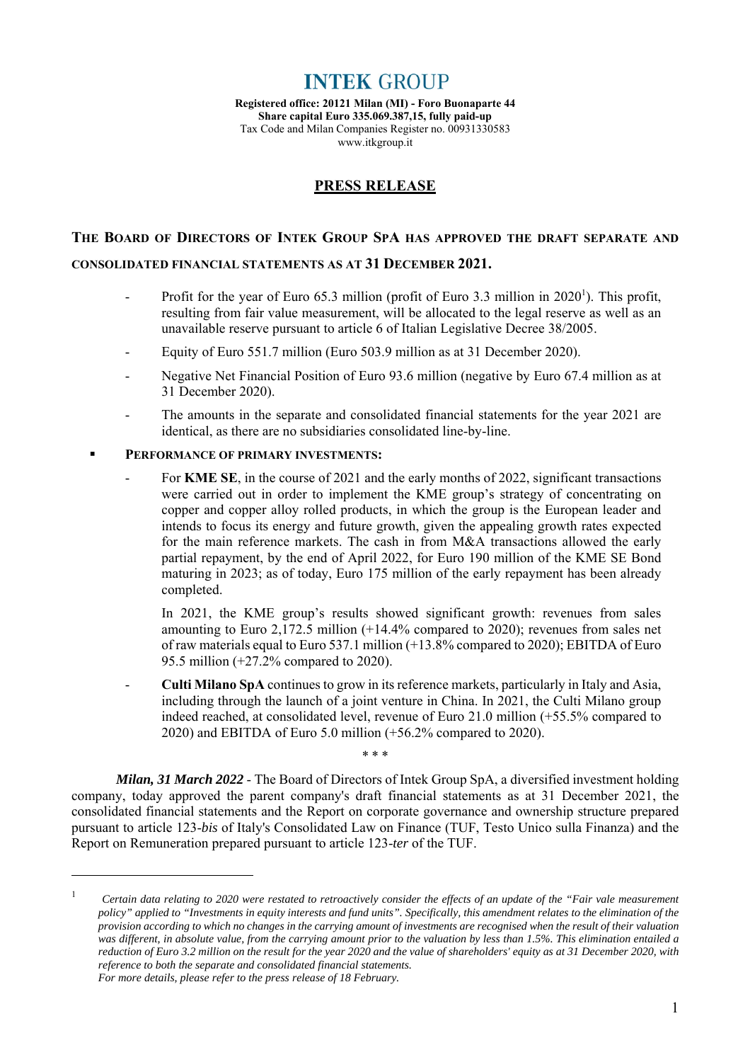# INTEK GROUP

**Registered office: 20121 Milan (MI) - Foro Buonaparte 44**
**Share capital Euro 335.069.387,15, fully paid-up**
Tax Code and Milan Companies Register no. 00931330583
www.itkgroup.it

## PRESS RELEASE

### THE BOARD OF DIRECTORS OF INTEK GROUP SPA HAS APPROVED THE DRAFT SEPARATE AND CONSOLIDATED FINANCIAL STATEMENTS AS AT 31 DECEMBER 2021.

- Profit for the year of Euro 65.3 million (profit of Euro 3.3 million in 2020[1]). This profit, resulting from fair value measurement, will be allocated to the legal reserve as well as an unavailable reserve pursuant to article 6 of Italian Legislative Decree 38/2005.
- Equity of Euro 551.7 million (Euro 503.9 million as at 31 December 2020).
- Negative Net Financial Position of Euro 93.6 million (negative by Euro 67.4 million as at 31 December 2020).
- The amounts in the separate and consolidated financial statements for the year 2021 are identical, as there are no subsidiaries consolidated line-by-line.

- **PERFORMANCE OF PRIMARY INVESTMENTS:**
  - For **KME SE**, in the course of 2021 and the early months of 2022, significant transactions were carried out in order to implement the KME group's strategy of concentrating on copper and copper alloy rolled products, in which the group is the European leader and intends to focus its energy and future growth, given the appealing growth rates expected for the main reference markets. The cash in from M&A transactions allowed the early partial repayment, by the end of April 2022, for Euro 190 million of the KME SE Bond maturing in 2023; as of today, Euro 175 million of the early repayment has been already completed.

    In 2021, the KME group's results showed significant growth: revenues from sales amounting to Euro 2,172.5 million (+14.4% compared to 2020); revenues from sales net of raw materials equal to Euro 537.1 million (+13.8% compared to 2020); EBITDA of Euro 95.5 million (+27.2% compared to 2020).
  - **Culti Milano SpA** continues to grow in its reference markets, particularly in Italy and Asia, including through the launch of a joint venture in China. In 2021, the Culti Milano group indeed reached, at consolidated level, revenue of Euro 21.0 million (+55.5% compared to 2020) and EBITDA of Euro 5.0 million (+56.2% compared to 2020).

\* \* \*

***Milan, 31 March 2022*** - The Board of Directors of Intek Group SpA, a diversified investment holding company, today approved the parent company's draft financial statements as at 31 December 2021, the consolidated financial statements and the Report on corporate governance and ownership structure prepared pursuant to article 123-*bis* of Italy's Consolidated Law on Finance (TUF, Testo Unico sulla Finanza) and the Report on Remuneration prepared pursuant to article 123-*ter* of the TUF.

---

[1] *Certain data relating to 2020 were restated to retroactively consider the effects of an update of the "Fair vale measurement policy" applied to "Investments in equity interests and fund units". Specifically, this amendment relates to the elimination of the provision according to which no changes in the carrying amount of investments are recognised when the result of their valuation was different, in absolute value, from the carrying amount prior to the valuation by less than 1.5%. This elimination entailed a reduction of Euro 3.2 million on the result for the year 2020 and the value of shareholders' equity as at 31 December 2020, with reference to both the separate and consolidated financial statements.*
*For more details, please refer to the press release of 18 February.*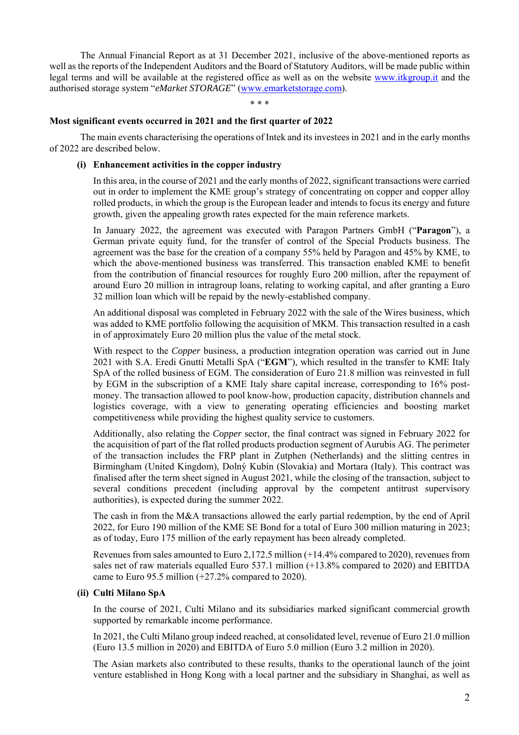The Annual Financial Report as at 31 December 2021, inclusive of the above-mentioned reports as well as the reports of the Independent Auditors and the Board of Statutory Auditors, will be made public within legal terms and will be available at the registered office as well as on the website www.itkgroup.it and the authorised storage system "*eMarket STORAGE*" (www.emarketstorage.com).

\* \* \*

**Most significant events occurred in 2021 and the first quarter of 2022**

The main events characterising the operations of Intek and its investees in 2021 and in the early months of 2022 are described below.

**(i) Enhancement activities in the copper industry**

In this area, in the course of 2021 and the early months of 2022, significant transactions were carried out in order to implement the KME group's strategy of concentrating on copper and copper alloy rolled products, in which the group is the European leader and intends to focus its energy and future growth, given the appealing growth rates expected for the main reference markets.

In January 2022, the agreement was executed with Paragon Partners GmbH ("**Paragon**"), a German private equity fund, for the transfer of control of the Special Products business. The agreement was the base for the creation of a company 55% held by Paragon and 45% by KME, to which the above-mentioned business was transferred. This transaction enabled KME to benefit from the contribution of financial resources for roughly Euro 200 million, after the repayment of around Euro 20 million in intragroup loans, relating to working capital, and after granting a Euro 32 million loan which will be repaid by the newly-established company.

An additional disposal was completed in February 2022 with the sale of the Wires business, which was added to KME portfolio following the acquisition of MKM. This transaction resulted in a cash in of approximately Euro 20 million plus the value of the metal stock.

With respect to the *Copper* business, a production integration operation was carried out in June 2021 with S.A. Eredi Gnutti Metalli SpA ("**EGM**"), which resulted in the transfer to KME Italy SpA of the rolled business of EGM. The consideration of Euro 21.8 million was reinvested in full by EGM in the subscription of a KME Italy share capital increase, corresponding to 16% post-money. The transaction allowed to pool know-how, production capacity, distribution channels and logistics coverage, with a view to generating operating efficiencies and boosting market competitiveness while providing the highest quality service to customers.

Additionally, also relating the *Copper* sector, the final contract was signed in February 2022 for the acquisition of part of the flat rolled products production segment of Aurubis AG. The perimeter of the transaction includes the FRP plant in Zutphen (Netherlands) and the slitting centres in Birmingham (United Kingdom), Dolný Kubín (Slovakia) and Mortara (Italy). This contract was finalised after the term sheet signed in August 2021, while the closing of the transaction, subject to several conditions precedent (including approval by the competent antitrust supervisory authorities), is expected during the summer 2022.

The cash in from the M&A transactions allowed the early partial redemption, by the end of April 2022, for Euro 190 million of the KME SE Bond for a total of Euro 300 million maturing in 2023; as of today, Euro 175 million of the early repayment has been already completed.

Revenues from sales amounted to Euro 2,172.5 million (+14.4% compared to 2020), revenues from sales net of raw materials equalled Euro 537.1 million (+13.8% compared to 2020) and EBITDA came to Euro 95.5 million (+27.2% compared to 2020).

**(ii) Culti Milano SpA**

In the course of 2021, Culti Milano and its subsidiaries marked significant commercial growth supported by remarkable income performance.

In 2021, the Culti Milano group indeed reached, at consolidated level, revenue of Euro 21.0 million (Euro 13.5 million in 2020) and EBITDA of Euro 5.0 million (Euro 3.2 million in 2020).

The Asian markets also contributed to these results, thanks to the operational launch of the joint venture established in Hong Kong with a local partner and the subsidiary in Shanghai, as well as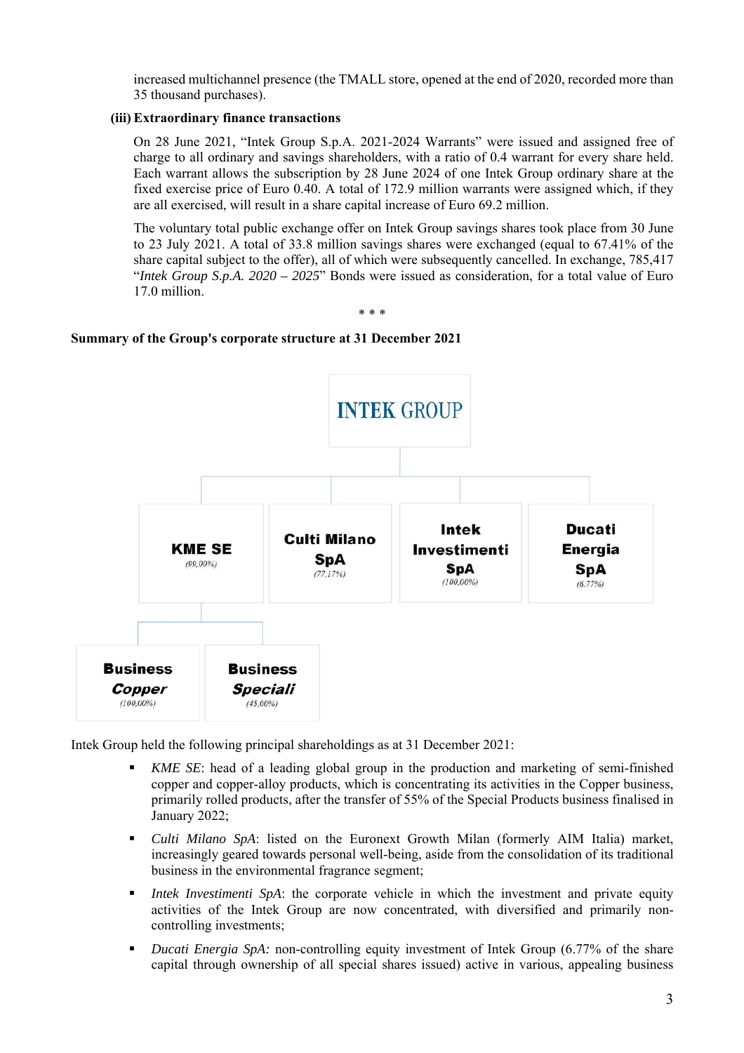increased multichannel presence (the TMALL store, opened at the end of 2020, recorded more than 35 thousand purchases).

**(iii) Extraordinary finance transactions**

On 28 June 2021, "Intek Group S.p.A. 2021-2024 Warrants" were issued and assigned free of charge to all ordinary and savings shareholders, with a ratio of 0.4 warrant for every share held. Each warrant allows the subscription by 28 June 2024 of one Intek Group ordinary share at the fixed exercise price of Euro 0.40. A total of 172.9 million warrants were assigned which, if they are all exercised, will result in a share capital increase of Euro 69.2 million.

The voluntary total public exchange offer on Intek Group savings shares took place from 30 June to 23 July 2021. A total of 33.8 million savings shares were exchanged (equal to 67.41% of the share capital subject to the offer), all of which were subsequently cancelled. In exchange, 785,417 "*Intek Group S.p.A. 2020 – 2025*" Bonds were issued as consideration, for a total value of Euro 17.0 million.

\* \* \*

**Summary of the Group's corporate structure at 31 December 2021**

INTEK GROUP

- **KME SE** *(99,00%)*
  - **Business *Copper*** *(100,00%)*
  - **Business *Speciali*** *(45,00%)*
- **Culti Milano SpA** *(77,17%)*
- **Intek Investimenti SpA** *(100,00%)*
- **Ducati Energia SpA** *(6,77%)*

Intek Group held the following principal shareholdings as at 31 December 2021:

- *KME SE*: head of a leading global group in the production and marketing of semi-finished copper and copper-alloy products, which is concentrating its activities in the Copper business, primarily rolled products, after the transfer of 55% of the Special Products business finalised in January 2022;
- *Culti Milano SpA*: listed on the Euronext Growth Milan (formerly AIM Italia) market, increasingly geared towards personal well-being, aside from the consolidation of its traditional business in the environmental fragrance segment;
- *Intek Investimenti SpA*: the corporate vehicle in which the investment and private equity activities of the Intek Group are now concentrated, with diversified and primarily non-controlling investments;
- *Ducati Energia SpA:* non-controlling equity investment of Intek Group (6.77% of the share capital through ownership of all special shares issued) active in various, appealing business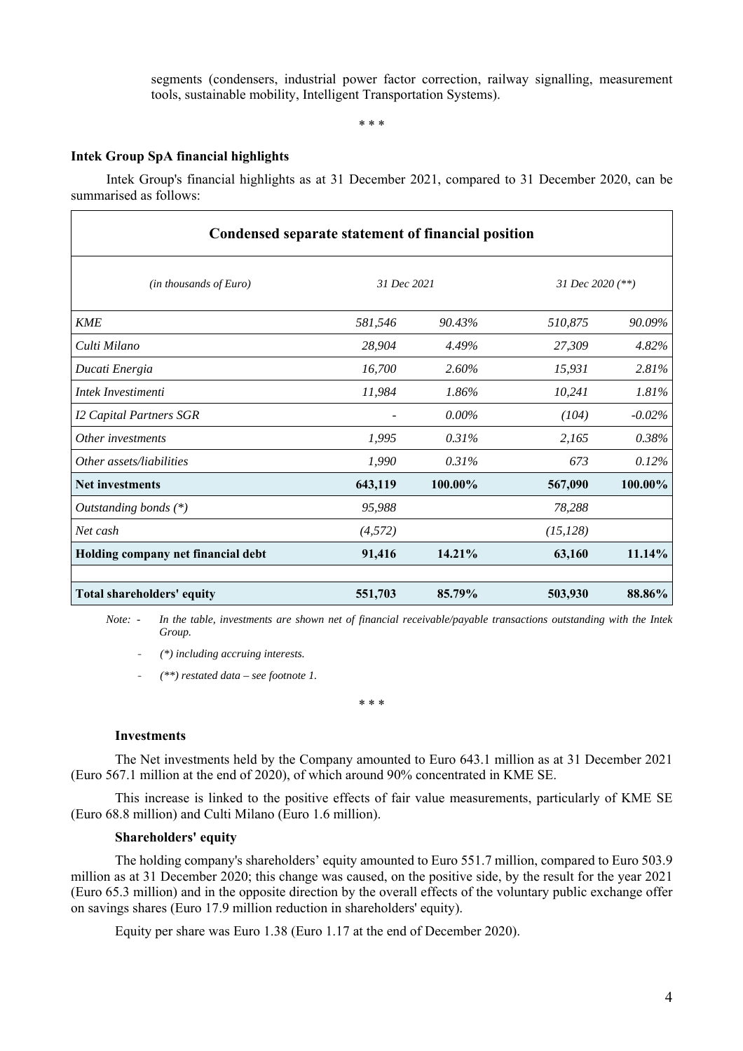segments (condensers, industrial power factor correction, railway signalling, measurement tools, sustainable mobility, Intelligent Transportation Systems).

\* \* \*

**Intek Group SpA financial highlights**

Intek Group's financial highlights as at 31 December 2021, compared to 31 December 2020, can be summarised as follows:

| Condensed separate statement of financial position | | | | |
|---|---|---|---|---|
| *(in thousands of Euro)* | *31 Dec 2021* | | *31 Dec 2020 (\*\*)* | |
| *KME* | *581,546* | *90.43%* | *510,875* | *90.09%* |
| *Culti Milano* | *28,904* | *4.49%* | *27,309* | *4.82%* |
| *Ducati Energia* | *16,700* | *2.60%* | *15,931* | *2.81%* |
| *Intek Investimenti* | *11,984* | *1.86%* | *10,241* | *1.81%* |
| *I2 Capital Partners SGR* | - | *0.00%* | *(104)* | *-0.02%* |
| *Other investments* | *1,995* | *0.31%* | *2,165* | *0.38%* |
| *Other assets/liabilities* | *1,990* | *0.31%* | *673* | *0.12%* |
| **Net investments** | **643,119** | **100.00%** | **567,090** | **100.00%** |
| *Outstanding bonds (\*)* | *95,988* | | *78,288* | |
| *Net cash* | *(4,572)* | | *(15,128)* | |
| **Holding company net financial debt** | **91,416** | **14.21%** | **63,160** | **11.14%** |
| | | | | |
| **Total shareholders' equity** | **551,703** | **85.79%** | **503,930** | **88.86%** |

*Note: - In the table, investments are shown net of financial receivable/payable transactions outstanding with the Intek Group.*

- *(\*) including accruing interests.*
- *(\*\*) restated data – see footnote 1.*

\* \* \*

**Investments**

The Net investments held by the Company amounted to Euro 643.1 million as at 31 December 2021 (Euro 567.1 million at the end of 2020), of which around 90% concentrated in KME SE.

This increase is linked to the positive effects of fair value measurements, particularly of KME SE (Euro 68.8 million) and Culti Milano (Euro 1.6 million).

**Shareholders' equity**

The holding company's shareholders' equity amounted to Euro 551.7 million, compared to Euro 503.9 million as at 31 December 2020; this change was caused, on the positive side, by the result for the year 2021 (Euro 65.3 million) and in the opposite direction by the overall effects of the voluntary public exchange offer on savings shares (Euro 17.9 million reduction in shareholders' equity).

Equity per share was Euro 1.38 (Euro 1.17 at the end of December 2020).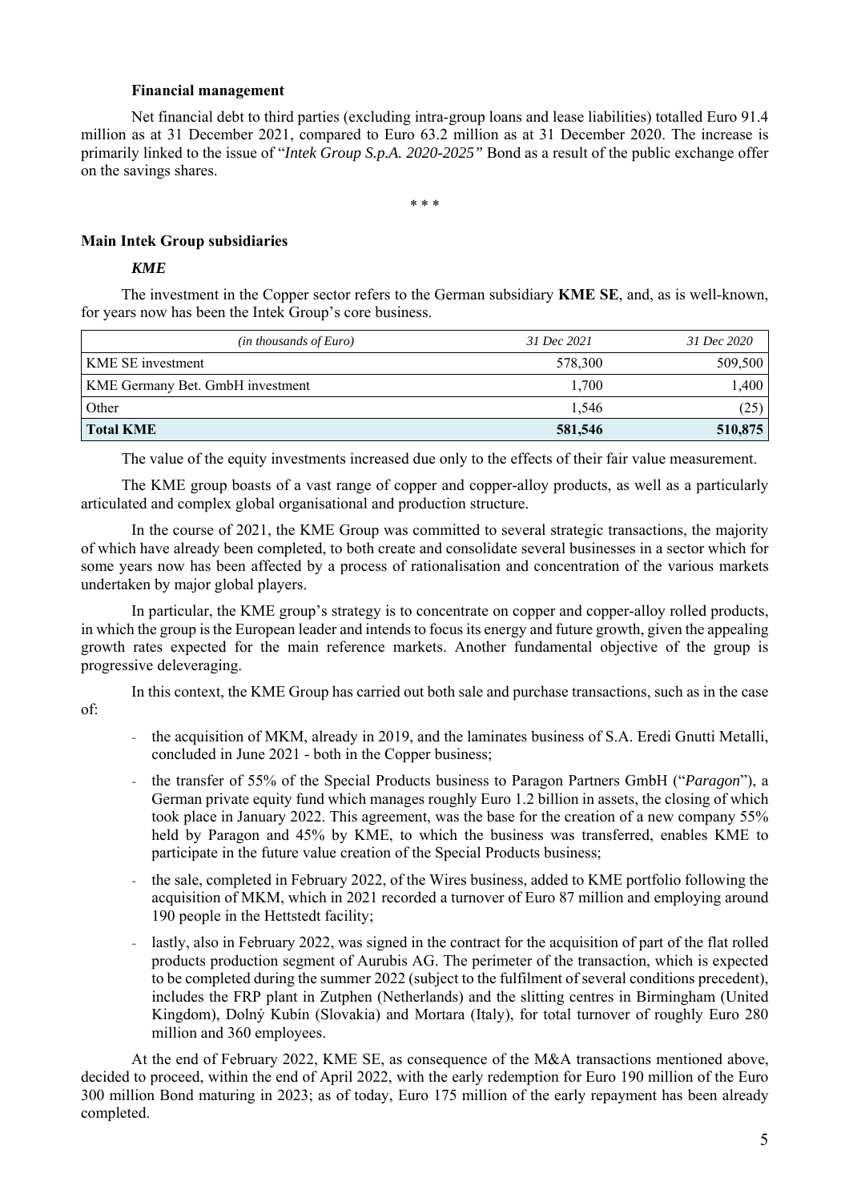**Financial management**

Net financial debt to third parties (excluding intra-group loans and lease liabilities) totalled Euro 91.4 million as at 31 December 2021, compared to Euro 63.2 million as at 31 December 2020. The increase is primarily linked to the issue of "*Intek Group S.p.A. 2020-2025"* Bond as a result of the public exchange offer on the savings shares.

\* \* \*

## Main Intek Group subsidiaries

***KME***

The investment in the Copper sector refers to the German subsidiary **KME SE**, and, as is well-known, for years now has been the Intek Group's core business.

| *(in thousands of Euro)* | *31 Dec 2021* | *31 Dec 2020* |
|---|---|---|
| KME SE investment | 578,300 | 509,500 |
| KME Germany Bet. GmbH investment | 1,700 | 1,400 |
| Other | 1,546 | (25) |
| **Total KME** | **581,546** | **510,875** |

The value of the equity investments increased due only to the effects of their fair value measurement.

The KME group boasts of a vast range of copper and copper-alloy products, as well as a particularly articulated and complex global organisational and production structure.

In the course of 2021, the KME Group was committed to several strategic transactions, the majority of which have already been completed, to both create and consolidate several businesses in a sector which for some years now has been affected by a process of rationalisation and concentration of the various markets undertaken by major global players.

In particular, the KME group's strategy is to concentrate on copper and copper-alloy rolled products, in which the group is the European leader and intends to focus its energy and future growth, given the appealing growth rates expected for the main reference markets. Another fundamental objective of the group is progressive deleveraging.

In this context, the KME Group has carried out both sale and purchase transactions, such as in the case of:

- the acquisition of MKM, already in 2019, and the laminates business of S.A. Eredi Gnutti Metalli, concluded in June 2021 - both in the Copper business;
- the transfer of 55% of the Special Products business to Paragon Partners GmbH ("*Paragon*"), a German private equity fund which manages roughly Euro 1.2 billion in assets, the closing of which took place in January 2022. This agreement, was the base for the creation of a new company 55% held by Paragon and 45% by KME, to which the business was transferred, enables KME to participate in the future value creation of the Special Products business;
- the sale, completed in February 2022, of the Wires business, added to KME portfolio following the acquisition of MKM, which in 2021 recorded a turnover of Euro 87 million and employing around 190 people in the Hettstedt facility;
- lastly, also in February 2022, was signed in the contract for the acquisition of part of the flat rolled products production segment of Aurubis AG. The perimeter of the transaction, which is expected to be completed during the summer 2022 (subject to the fulfilment of several conditions precedent), includes the FRP plant in Zutphen (Netherlands) and the slitting centres in Birmingham (United Kingdom), Dolný Kubín (Slovakia) and Mortara (Italy), for total turnover of roughly Euro 280 million and 360 employees.

At the end of February 2022, KME SE, as consequence of the M&A transactions mentioned above, decided to proceed, within the end of April 2022, with the early redemption for Euro 190 million of the Euro 300 million Bond maturing in 2023; as of today, Euro 175 million of the early repayment has been already completed.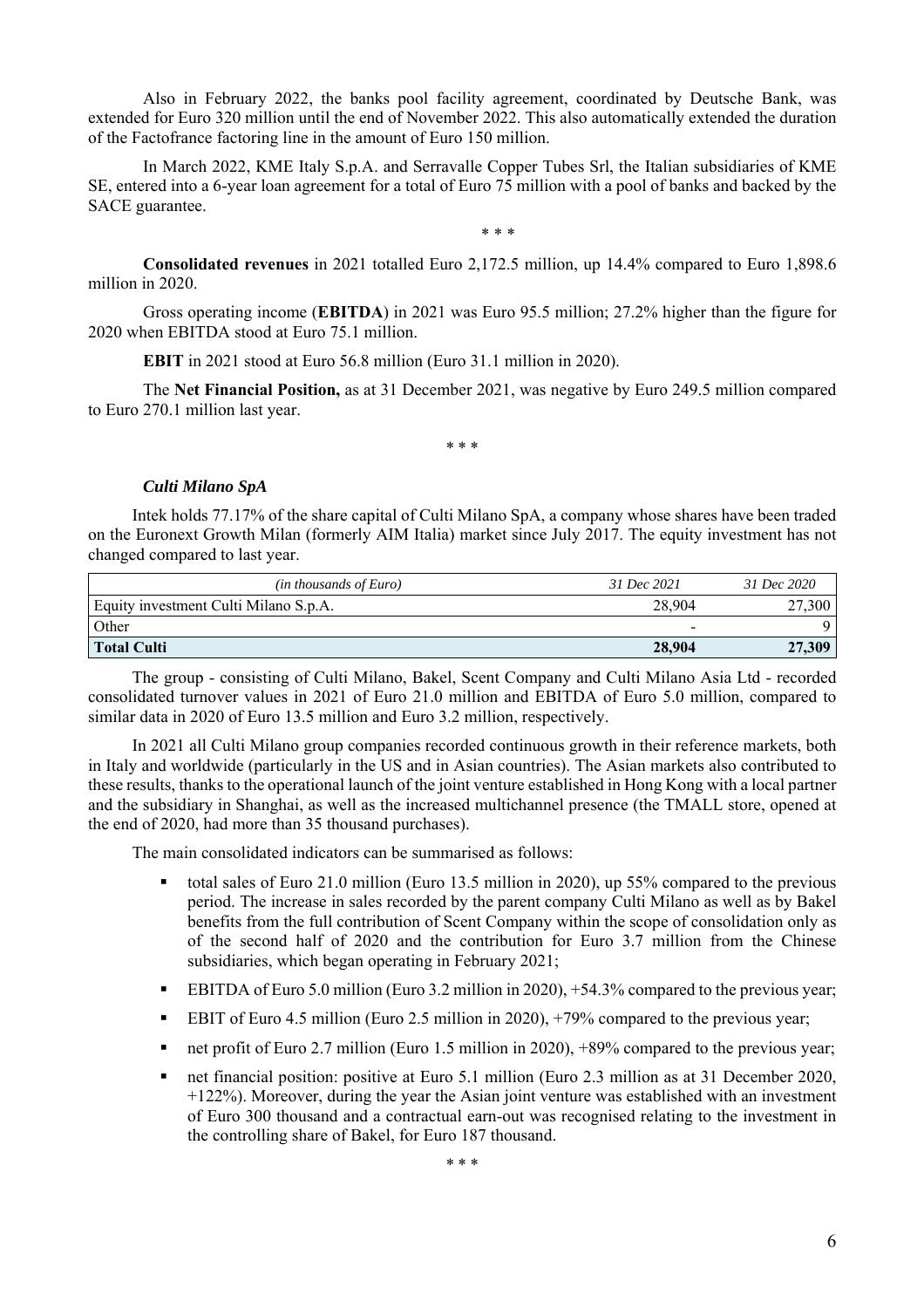Also in February 2022, the banks pool facility agreement, coordinated by Deutsche Bank, was extended for Euro 320 million until the end of November 2022. This also automatically extended the duration of the Factofrance factoring line in the amount of Euro 150 million.

In March 2022, KME Italy S.p.A. and Serravalle Copper Tubes Srl, the Italian subsidiaries of KME SE, entered into a 6-year loan agreement for a total of Euro 75 million with a pool of banks and backed by the SACE guarantee.

\* \* \*

**Consolidated revenues** in 2021 totalled Euro 2,172.5 million, up 14.4% compared to Euro 1,898.6 million in 2020.

Gross operating income (**EBITDA**) in 2021 was Euro 95.5 million; 27.2% higher than the figure for 2020 when EBITDA stood at Euro 75.1 million.

**EBIT** in 2021 stood at Euro 56.8 million (Euro 31.1 million in 2020).

The **Net Financial Position,** as at 31 December 2021, was negative by Euro 249.5 million compared to Euro 270.1 million last year.

\* \* \*

### *Culti Milano SpA*

Intek holds 77.17% of the share capital of Culti Milano SpA, a company whose shares have been traded on the Euronext Growth Milan (formerly AIM Italia) market since July 2017. The equity investment has not changed compared to last year.

| *(in thousands of Euro)* | *31 Dec 2021* | *31 Dec 2020* |
|---|---|---|
| Equity investment Culti Milano S.p.A. | 28,904 | 27,300 |
| Other | - | 9 |
| **Total Culti** | **28,904** | **27,309** |

The group - consisting of Culti Milano, Bakel, Scent Company and Culti Milano Asia Ltd - recorded consolidated turnover values in 2021 of Euro 21.0 million and EBITDA of Euro 5.0 million, compared to similar data in 2020 of Euro 13.5 million and Euro 3.2 million, respectively.

In 2021 all Culti Milano group companies recorded continuous growth in their reference markets, both in Italy and worldwide (particularly in the US and in Asian countries). The Asian markets also contributed to these results, thanks to the operational launch of the joint venture established in Hong Kong with a local partner and the subsidiary in Shanghai, as well as the increased multichannel presence (the TMALL store, opened at the end of 2020, had more than 35 thousand purchases).

The main consolidated indicators can be summarised as follows:

- total sales of Euro 21.0 million (Euro 13.5 million in 2020), up 55% compared to the previous period. The increase in sales recorded by the parent company Culti Milano as well as by Bakel benefits from the full contribution of Scent Company within the scope of consolidation only as of the second half of 2020 and the contribution for Euro 3.7 million from the Chinese subsidiaries, which began operating in February 2021;
- EBITDA of Euro 5.0 million (Euro 3.2 million in 2020), +54.3% compared to the previous year;
- EBIT of Euro 4.5 million (Euro 2.5 million in 2020), +79% compared to the previous year;
- net profit of Euro 2.7 million (Euro 1.5 million in 2020), +89% compared to the previous year;
- net financial position: positive at Euro 5.1 million (Euro 2.3 million as at 31 December 2020, +122%). Moreover, during the year the Asian joint venture was established with an investment of Euro 300 thousand and a contractual earn-out was recognised relating to the investment in the controlling share of Bakel, for Euro 187 thousand.

\* \* \*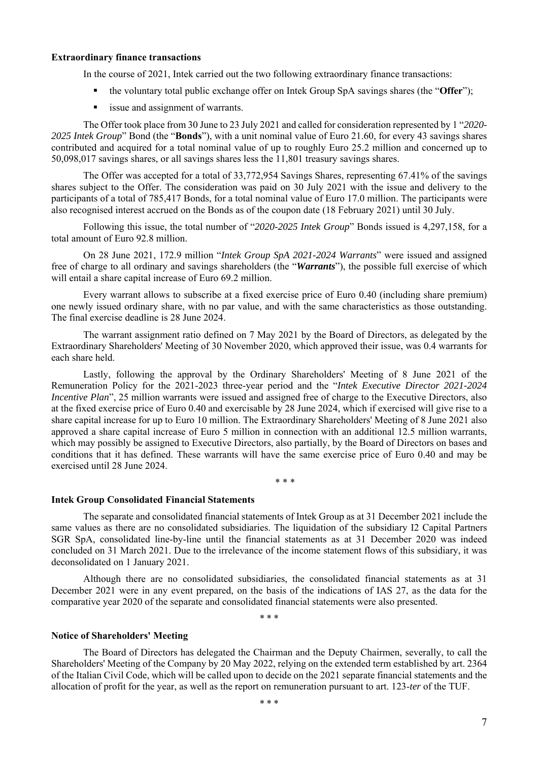**Extraordinary finance transactions**

In the course of 2021, Intek carried out the two following extraordinary finance transactions:

- the voluntary total public exchange offer on Intek Group SpA savings shares (the "**Offer**");
- issue and assignment of warrants.

The Offer took place from 30 June to 23 July 2021 and called for consideration represented by 1 "*2020-2025 Intek Group*" Bond (the "**Bonds**"), with a unit nominal value of Euro 21.60, for every 43 savings shares contributed and acquired for a total nominal value of up to roughly Euro 25.2 million and concerned up to 50,098,017 savings shares, or all savings shares less the 11,801 treasury savings shares.

The Offer was accepted for a total of 33,772,954 Savings Shares, representing 67.41% of the savings shares subject to the Offer. The consideration was paid on 30 July 2021 with the issue and delivery to the participants of a total of 785,417 Bonds, for a total nominal value of Euro 17.0 million. The participants were also recognised interest accrued on the Bonds as of the coupon date (18 February 2021) until 30 July.

Following this issue, the total number of "*2020-2025 Intek Group*" Bonds issued is 4,297,158, for a total amount of Euro 92.8 million.

On 28 June 2021, 172.9 million "*Intek Group SpA 2021-2024 Warrants*" were issued and assigned free of charge to all ordinary and savings shareholders (the "***Warrants***"), the possible full exercise of which will entail a share capital increase of Euro 69.2 million.

Every warrant allows to subscribe at a fixed exercise price of Euro 0.40 (including share premium) one newly issued ordinary share, with no par value, and with the same characteristics as those outstanding. The final exercise deadline is 28 June 2024.

The warrant assignment ratio defined on 7 May 2021 by the Board of Directors, as delegated by the Extraordinary Shareholders' Meeting of 30 November 2020, which approved their issue, was 0.4 warrants for each share held.

Lastly, following the approval by the Ordinary Shareholders' Meeting of 8 June 2021 of the Remuneration Policy for the 2021-2023 three-year period and the "*Intek Executive Director 2021-2024 Incentive Plan*", 25 million warrants were issued and assigned free of charge to the Executive Directors, also at the fixed exercise price of Euro 0.40 and exercisable by 28 June 2024, which if exercised will give rise to a share capital increase for up to Euro 10 million. The Extraordinary Shareholders' Meeting of 8 June 2021 also approved a share capital increase of Euro 5 million in connection with an additional 12.5 million warrants, which may possibly be assigned to Executive Directors, also partially, by the Board of Directors on bases and conditions that it has defined. These warrants will have the same exercise price of Euro 0.40 and may be exercised until 28 June 2024.

\* \* \*

**Intek Group Consolidated Financial Statements**

The separate and consolidated financial statements of Intek Group as at 31 December 2021 include the same values as there are no consolidated subsidiaries. The liquidation of the subsidiary I2 Capital Partners SGR SpA, consolidated line-by-line until the financial statements as at 31 December 2020 was indeed concluded on 31 March 2021. Due to the irrelevance of the income statement flows of this subsidiary, it was deconsolidated on 1 January 2021.

Although there are no consolidated subsidiaries, the consolidated financial statements as at 31 December 2021 were in any event prepared, on the basis of the indications of IAS 27, as the data for the comparative year 2020 of the separate and consolidated financial statements were also presented.

\* \* \*

**Notice of Shareholders' Meeting**

The Board of Directors has delegated the Chairman and the Deputy Chairmen, severally, to call the Shareholders' Meeting of the Company by 20 May 2022, relying on the extended term established by art. 2364 of the Italian Civil Code, which will be called upon to decide on the 2021 separate financial statements and the allocation of profit for the year, as well as the report on remuneration pursuant to art. 123-*ter* of the TUF.

\* \* \*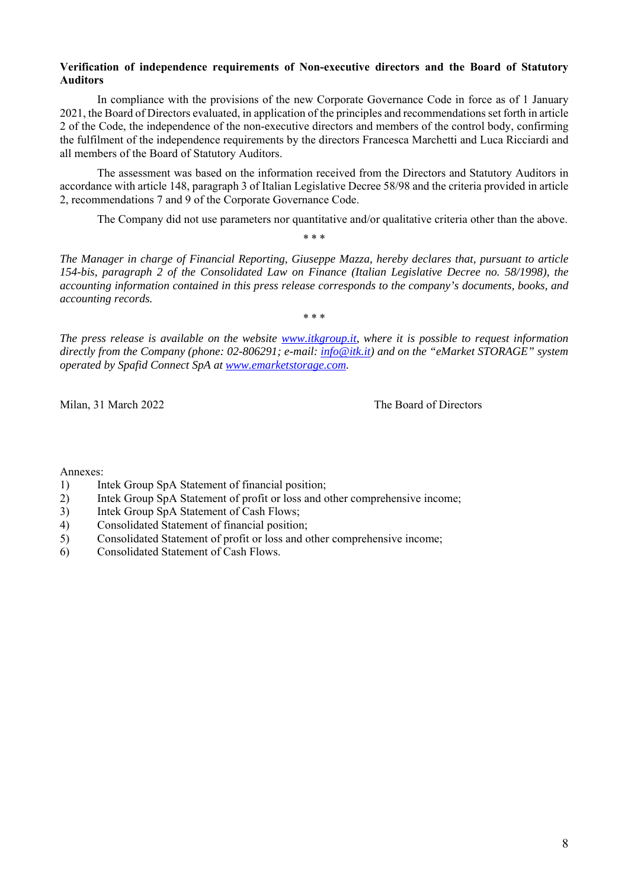**Verification of independence requirements of Non-executive directors and the Board of Statutory Auditors**

In compliance with the provisions of the new Corporate Governance Code in force as of 1 January 2021, the Board of Directors evaluated, in application of the principles and recommendations set forth in article 2 of the Code, the independence of the non-executive directors and members of the control body, confirming the fulfilment of the independence requirements by the directors Francesca Marchetti and Luca Ricciardi and all members of the Board of Statutory Auditors.

The assessment was based on the information received from the Directors and Statutory Auditors in accordance with article 148, paragraph 3 of Italian Legislative Decree 58/98 and the criteria provided in article 2, recommendations 7 and 9 of the Corporate Governance Code.

The Company did not use parameters nor quantitative and/or qualitative criteria other than the above.

\* \* \*

*The Manager in charge of Financial Reporting, Giuseppe Mazza, hereby declares that, pursuant to article 154-bis, paragraph 2 of the Consolidated Law on Finance (Italian Legislative Decree no. 58/1998), the accounting information contained in this press release corresponds to the company's documents, books, and accounting records.*

\* \* \*

*The press release is available on the website [www.itkgroup.it](http://www.itkgroup.it), where it is possible to request information directly from the Company (phone: 02-806291; e-mail: [info@itk.it](mailto:info@itk.it)) and on the "eMarket STORAGE" system operated by Spafid Connect SpA at [www.emarketstorage.com](http://www.emarketstorage.com).*

Milan, 31 March 2022 The Board of Directors

Annexes:

1) Intek Group SpA Statement of financial position;
2) Intek Group SpA Statement of profit or loss and other comprehensive income;
3) Intek Group SpA Statement of Cash Flows;
4) Consolidated Statement of financial position;
5) Consolidated Statement of profit or loss and other comprehensive income;
6) Consolidated Statement of Cash Flows.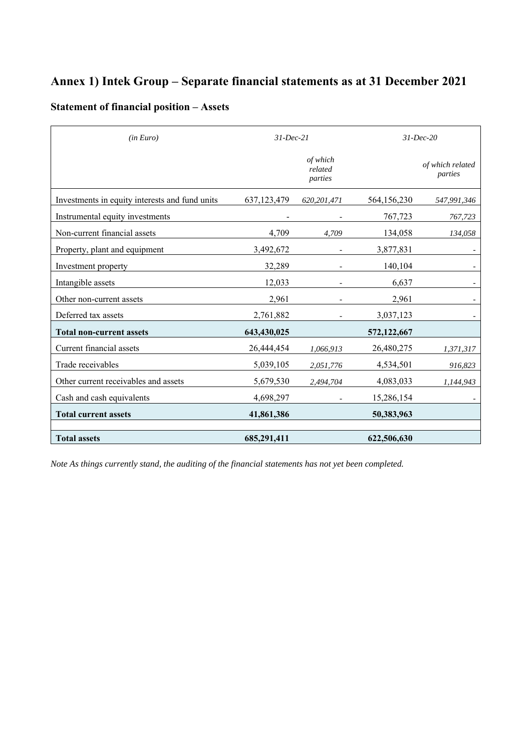# Annex 1) Intek Group – Separate financial statements as at 31 December 2021

## Statement of financial position – Assets

| *(in Euro)* | *31-Dec-21* | | *31-Dec-20* | |
|---|---|---|---|---|
| | | *of which related parties* | | *of which related parties* |
| Investments in equity interests and fund units | 637,123,479 | *620,201,471* | 564,156,230 | *547,991,346* |
| Instrumental equity investments | - | - | 767,723 | *767,723* |
| Non-current financial assets | 4,709 | *4,709* | 134,058 | *134,058* |
| Property, plant and equipment | 3,492,672 | - | 3,877,831 | - |
| Investment property | 32,289 | - | 140,104 | - |
| Intangible assets | 12,033 | - | 6,637 | - |
| Other non-current assets | 2,961 | - | 2,961 | - |
| Deferred tax assets | 2,761,882 | - | 3,037,123 | - |
| **Total non-current assets** | **643,430,025** | | **572,122,667** | |
| Current financial assets | 26,444,454 | *1,066,913* | 26,480,275 | *1,371,317* |
| Trade receivables | 5,039,105 | *2,051,776* | 4,534,501 | *916,823* |
| Other current receivables and assets | 5,679,530 | *2,494,704* | 4,083,033 | *1,144,943* |
| Cash and cash equivalents | 4,698,297 | - | 15,286,154 | - |
| **Total current assets** | **41,861,386** | | **50,383,963** | |
| | | | | |
| **Total assets** | **685,291,411** | | **622,506,630** | |

*Note As things currently stand, the auditing of the financial statements has not yet been completed.*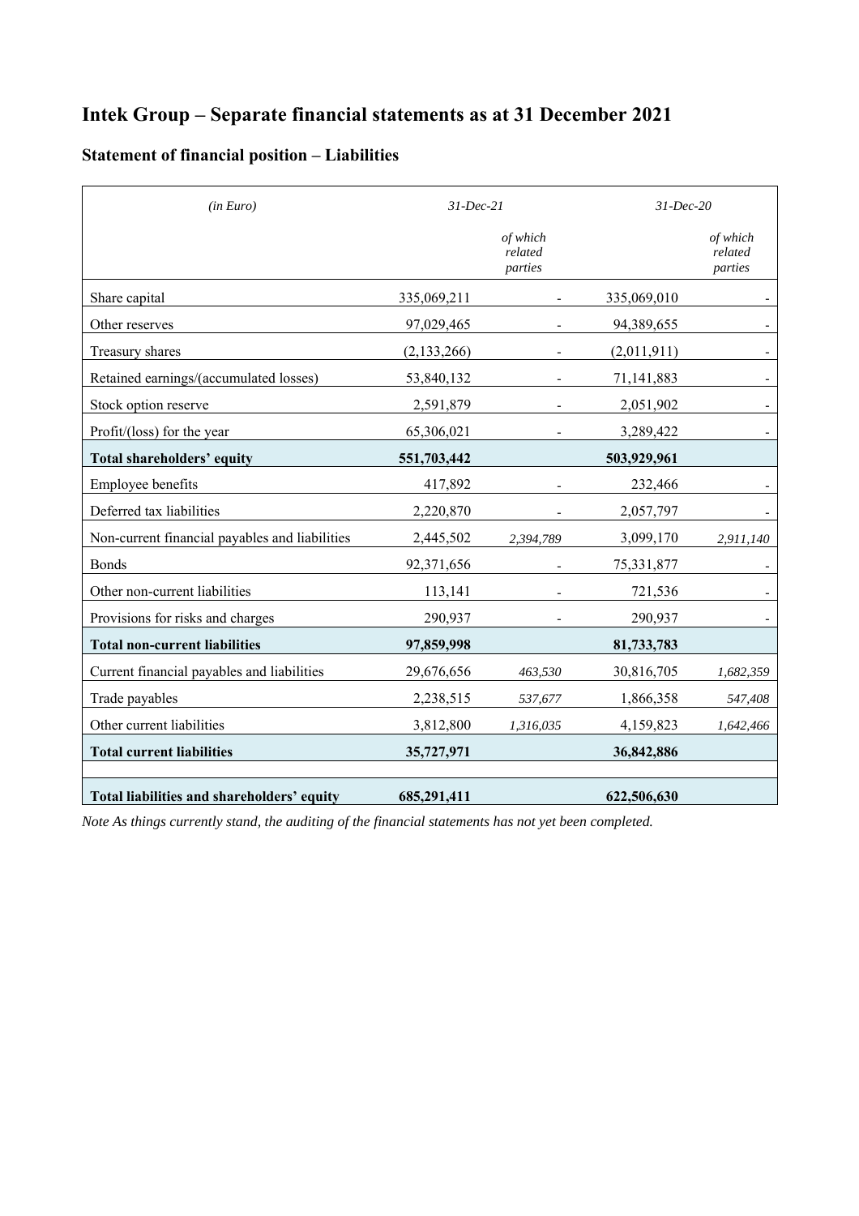# Intek Group – Separate financial statements as at 31 December 2021

## Statement of financial position – Liabilities

| *(in Euro)* | *31-Dec-21* | *of which related parties* | *31-Dec-20* | *of which related parties* |
|---|---|---|---|---|
| Share capital | 335,069,211 | - | 335,069,010 | - |
| Other reserves | 97,029,465 | - | 94,389,655 | - |
| Treasury shares | (2,133,266) | - | (2,011,911) | - |
| Retained earnings/(accumulated losses) | 53,840,132 | - | 71,141,883 | - |
| Stock option reserve | 2,591,879 | - | 2,051,902 | - |
| Profit/(loss) for the year | 65,306,021 | - | 3,289,422 | - |
| **Total shareholders' equity** | **551,703,442** | | **503,929,961** | |
| Employee benefits | 417,892 | - | 232,466 | - |
| Deferred tax liabilities | 2,220,870 | - | 2,057,797 | - |
| Non-current financial payables and liabilities | 2,445,502 | *2,394,789* | 3,099,170 | *2,911,140* |
| Bonds | 92,371,656 | - | 75,331,877 | - |
| Other non-current liabilities | 113,141 | - | 721,536 | - |
| Provisions for risks and charges | 290,937 | - | 290,937 | - |
| **Total non-current liabilities** | **97,859,998** | | **81,733,783** | |
| Current financial payables and liabilities | 29,676,656 | *463,530* | 30,816,705 | *1,682,359* |
| Trade payables | 2,238,515 | *537,677* | 1,866,358 | *547,408* |
| Other current liabilities | 3,812,800 | *1,316,035* | 4,159,823 | *1,642,466* |
| **Total current liabilities** | **35,727,971** | | **36,842,886** | |
| | | | | |
| **Total liabilities and shareholders' equity** | **685,291,411** | | **622,506,630** | |

*Note As things currently stand, the auditing of the financial statements has not yet been completed.*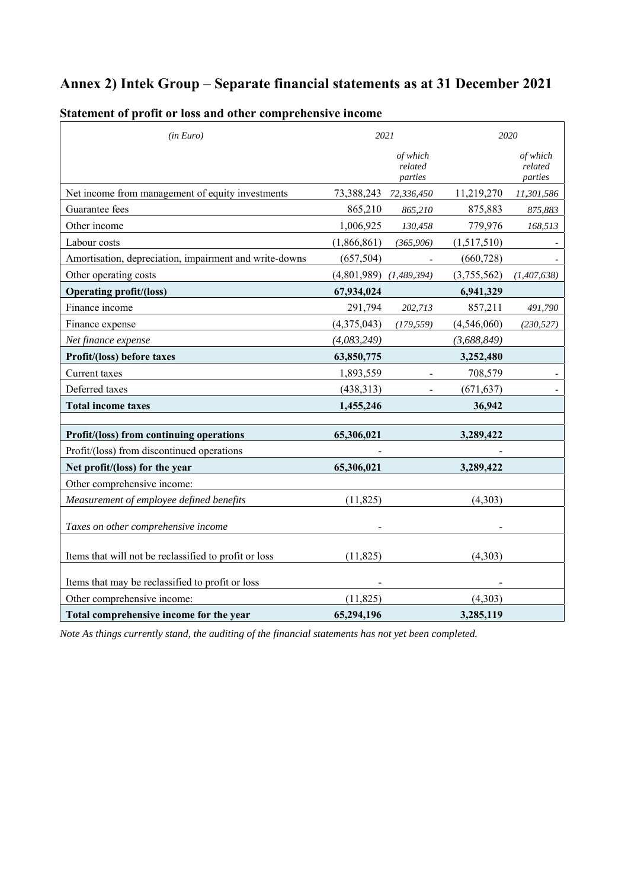# Annex 2) Intek Group – Separate financial statements as at 31 December 2021

## Statement of profit or loss and other comprehensive income

| *(in Euro)* | 2021 | | 2020 | |
|---|---|---|---|---|
| | | *of which related parties* | | *of which related parties* |
| Net income from management of equity investments | 73,388,243 | *72,336,450* | 11,219,270 | *11,301,586* |
| Guarantee fees | 865,210 | *865,210* | 875,883 | *875,883* |
| Other income | 1,006,925 | *130,458* | 779,976 | *168,513* |
| Labour costs | (1,866,861) | *(365,906)* | (1,517,510) | - |
| Amortisation, depreciation, impairment and write-downs | (657,504) | - | (660,728) | - |
| Other operating costs | (4,801,989) | *(1,489,394)* | (3,755,562) | *(1,407,638)* |
| **Operating profit/(loss)** | **67,934,024** | | **6,941,329** | |
| Finance income | 291,794 | *202,713* | 857,211 | *491,790* |
| Finance expense | (4,375,043) | *(179,559)* | (4,546,060) | *(230,527)* |
| *Net finance expense* | *(4,083,249)* | | *(3,688,849)* | |
| **Profit/(loss) before taxes** | **63,850,775** | | **3,252,480** | |
| Current taxes | 1,893,559 | - | 708,579 | - |
| Deferred taxes | (438,313) | - | (671,637) | - |
| **Total income taxes** | **1,455,246** | | **36,942** | |
| | | | | |
| **Profit/(loss) from continuing operations** | **65,306,021** | | **3,289,422** | |
| Profit/(loss) from discontinued operations | - | | - | |
| **Net profit/(loss) for the year** | **65,306,021** | | **3,289,422** | |
| Other comprehensive income: | | | | |
| *Measurement of employee defined benefits* | (11,825) | | (4,303) | |
| *Taxes on other comprehensive income* | - | | - | |
| Items that will not be reclassified to profit or loss | (11,825) | | (4,303) | |
| Items that may be reclassified to profit or loss | - | | - | |
| Other comprehensive income: | (11,825) | | (4,303) | |
| **Total comprehensive income for the year** | **65,294,196** | | **3,285,119** | |

*Note As things currently stand, the auditing of the financial statements has not yet been completed.*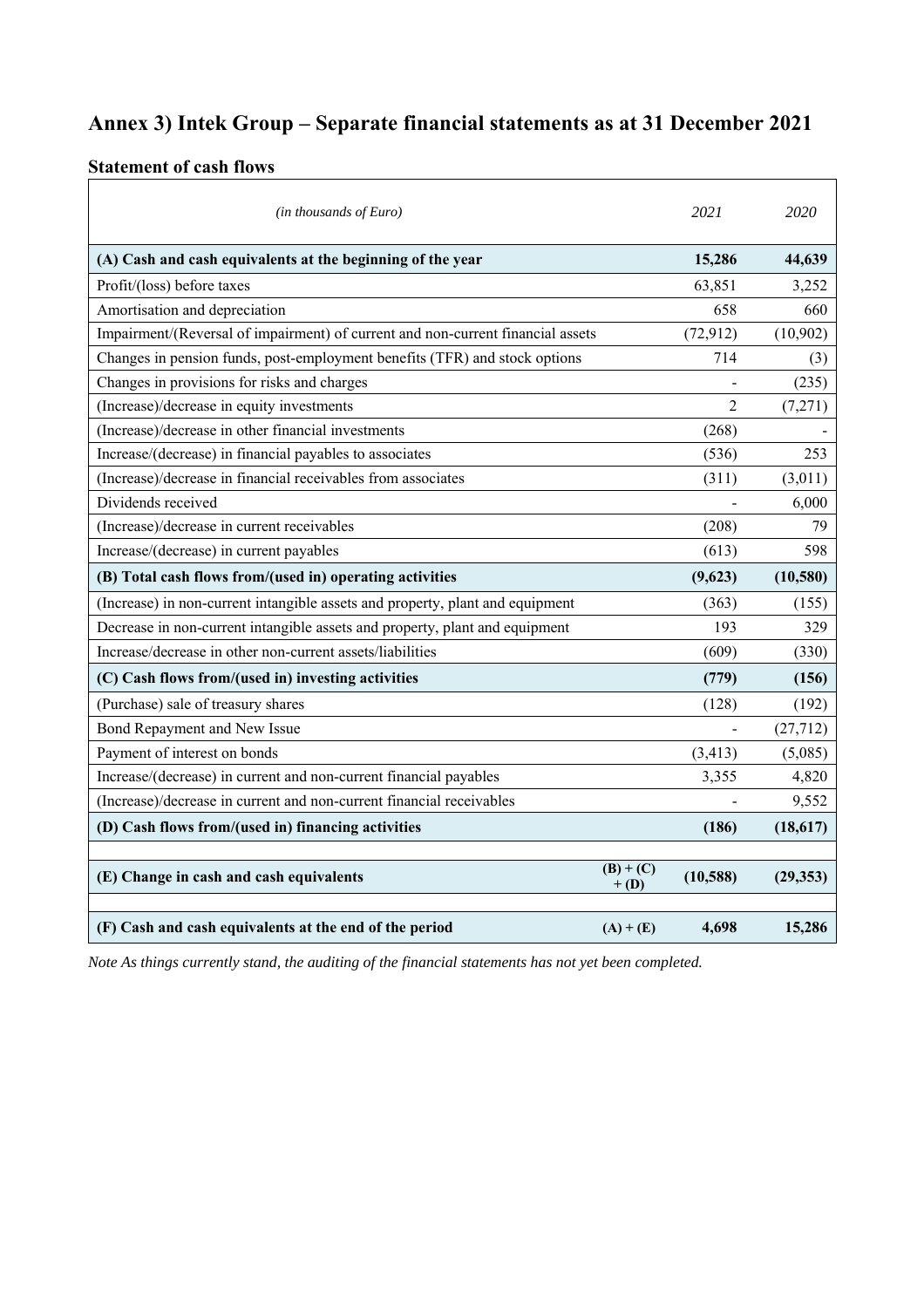# Annex 3) Intek Group – Separate financial statements as at 31 December 2021

## Statement of cash flows

| *(in thousands of Euro)* | | *2021* | *2020* |
|---|---|---|---|
| **(A) Cash and cash equivalents at the beginning of the year** | | **15,286** | **44,639** |
| Profit/(loss) before taxes | | 63,851 | 3,252 |
| Amortisation and depreciation | | 658 | 660 |
| Impairment/(Reversal of impairment) of current and non-current financial assets | | (72,912) | (10,902) |
| Changes in pension funds, post-employment benefits (TFR) and stock options | | 714 | (3) |
| Changes in provisions for risks and charges | | - | (235) |
| (Increase)/decrease in equity investments | | 2 | (7,271) |
| (Increase)/decrease in other financial investments | | (268) | - |
| Increase/(decrease) in financial payables to associates | | (536) | 253 |
| (Increase)/decrease in financial receivables from associates | | (311) | (3,011) |
| Dividends received | | - | 6,000 |
| (Increase)/decrease in current receivables | | (208) | 79 |
| Increase/(decrease) in current payables | | (613) | 598 |
| **(B) Total cash flows from/(used in) operating activities** | | **(9,623)** | **(10,580)** |
| (Increase) in non-current intangible assets and property, plant and equipment | | (363) | (155) |
| Decrease in non-current intangible assets and property, plant and equipment | | 193 | 329 |
| Increase/decrease in other non-current assets/liabilities | | (609) | (330) |
| **(C) Cash flows from/(used in) investing activities** | | **(779)** | **(156)** |
| (Purchase) sale of treasury shares | | (128) | (192) |
| Bond Repayment and New Issue | | - | (27,712) |
| Payment of interest on bonds | | (3,413) | (5,085) |
| Increase/(decrease) in current and non-current financial payables | | 3,355 | 4,820 |
| (Increase)/decrease in current and non-current financial receivables | | - | 9,552 |
| **(D) Cash flows from/(used in) financing activities** | | **(186)** | **(18,617)** |
| | | | |
| **(E) Change in cash and cash equivalents** | **(B) + (C) + (D)** | **(10,588)** | **(29,353)** |
| | | | |
| **(F) Cash and cash equivalents at the end of the period** | **(A) + (E)** | **4,698** | **15,286** |

*Note As things currently stand, the auditing of the financial statements has not yet been completed.*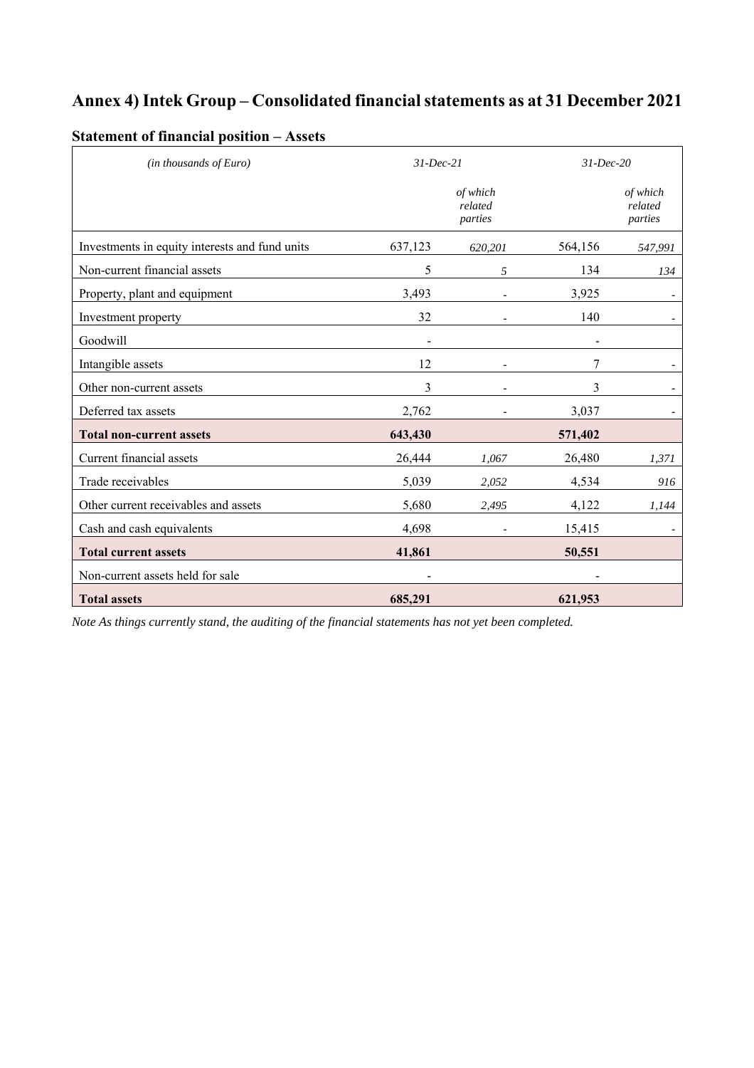# Annex 4) Intek Group – Consolidated financial statements as at 31 December 2021

## Statement of financial position – Assets

| *(in thousands of Euro)* | *31-Dec-21* | | *31-Dec-20* | |
|---|---|---|---|---|
| | | *of which related parties* | | *of which related parties* |
| Investments in equity interests and fund units | 637,123 | *620,201* | 564,156 | *547,991* |
| Non-current financial assets | 5 | *5* | 134 | *134* |
| Property, plant and equipment | 3,493 | - | 3,925 | - |
| Investment property | 32 | - | 140 | - |
| Goodwill | - | | - | |
| Intangible assets | 12 | - | 7 | - |
| Other non-current assets | 3 | - | 3 | - |
| Deferred tax assets | 2,762 | - | 3,037 | - |
| **Total non-current assets** | **643,430** | | **571,402** | |
| Current financial assets | 26,444 | *1,067* | 26,480 | *1,371* |
| Trade receivables | 5,039 | *2,052* | 4,534 | *916* |
| Other current receivables and assets | 5,680 | *2,495* | 4,122 | *1,144* |
| Cash and cash equivalents | 4,698 | - | 15,415 | - |
| **Total current assets** | **41,861** | | **50,551** | |
| Non-current assets held for sale | - | | - | |
| **Total assets** | **685,291** | | **621,953** | |

*Note As things currently stand, the auditing of the financial statements has not yet been completed.*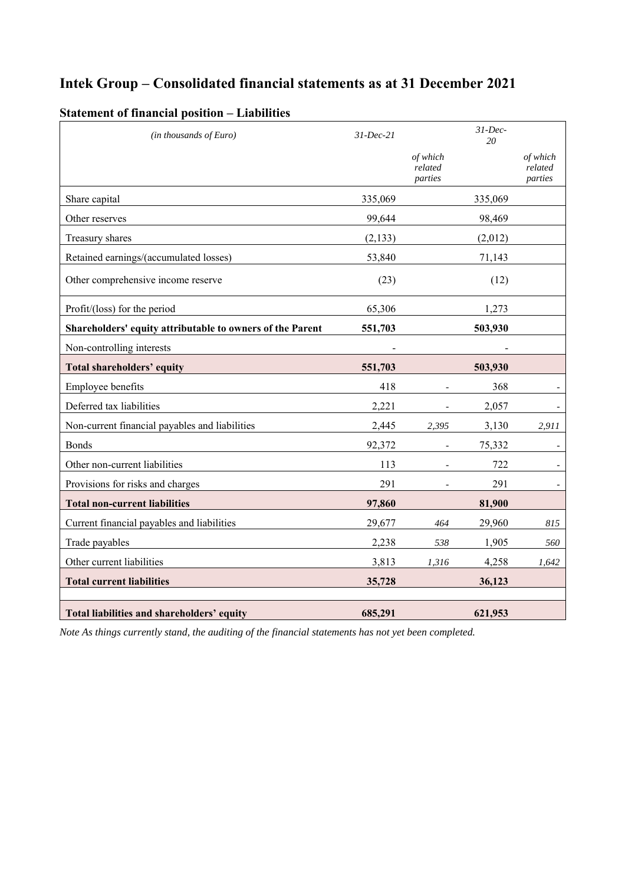# Intek Group – Consolidated financial statements as at 31 December 2021

## Statement of financial position – Liabilities

| *(in thousands of Euro)* | *31-Dec-21* | | *31-Dec-20* | |
|---|---|---|---|---|
| | | *of which related parties* | | *of which related parties* |
| Share capital | 335,069 | | 335,069 | |
| Other reserves | 99,644 | | 98,469 | |
| Treasury shares | (2,133) | | (2,012) | |
| Retained earnings/(accumulated losses) | 53,840 | | 71,143 | |
| Other comprehensive income reserve | (23) | | (12) | |
| Profit/(loss) for the period | 65,306 | | 1,273 | |
| **Shareholders' equity attributable to owners of the Parent** | **551,703** | | **503,930** | |
| Non-controlling interests | - | | - | |
| **Total shareholders' equity** | **551,703** | | **503,930** | |
| Employee benefits | 418 | - | 368 | - |
| Deferred tax liabilities | 2,221 | - | 2,057 | - |
| Non-current financial payables and liabilities | 2,445 | *2,395* | 3,130 | *2,911* |
| Bonds | 92,372 | - | 75,332 | - |
| Other non-current liabilities | 113 | - | 722 | - |
| Provisions for risks and charges | 291 | - | 291 | - |
| **Total non-current liabilities** | **97,860** | | **81,900** | |
| Current financial payables and liabilities | 29,677 | *464* | 29,960 | *815* |
| Trade payables | 2,238 | *538* | 1,905 | *560* |
| Other current liabilities | 3,813 | *1,316* | 4,258 | *1,642* |
| **Total current liabilities** | **35,728** | | **36,123** | |
| | | | | |
| **Total liabilities and shareholders' equity** | **685,291** | | **621,953** | |

*Note As things currently stand, the auditing of the financial statements has not yet been completed.*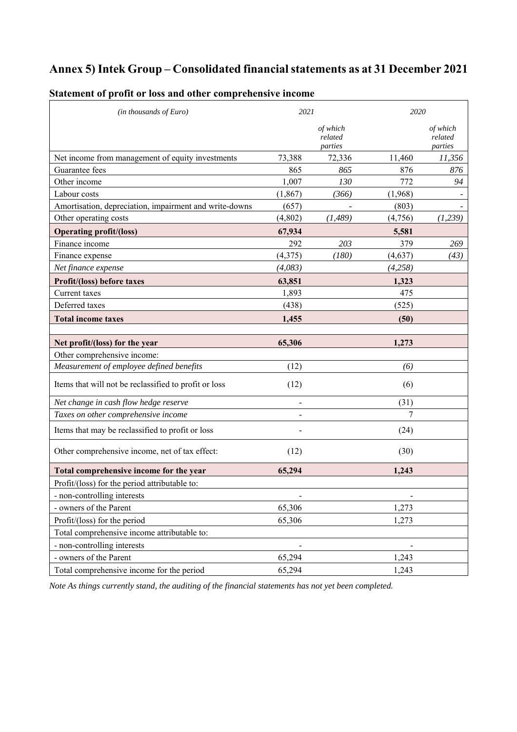# Annex 5) Intek Group – Consolidated financial statements as at 31 December 2021

## Statement of profit or loss and other comprehensive income

| *(in thousands of Euro)* | *2021* | | *2020* | |
|---|---|---|---|---|
| | | *of which related parties* | | *of which related parties* |
| Net income from management of equity investments | 73,388 | 72,336 | 11,460 | *11,356* |
| Guarantee fees | 865 | *865* | 876 | *876* |
| Other income | 1,007 | *130* | 772 | *94* |
| Labour costs | (1,867) | *(366)* | (1,968) | - |
| Amortisation, depreciation, impairment and write-downs | (657) | - | (803) | - |
| Other operating costs | (4,802) | *(1,489)* | (4,756) | *(1,239)* |
| **Operating profit/(loss)** | **67,934** | | **5,581** | |
| Finance income | 292 | *203* | 379 | *269* |
| Finance expense | (4,375) | *(180)* | (4,637) | *(43)* |
| *Net finance expense* | *(4,083)* | | *(4,258)* | |
| **Profit/(loss) before taxes** | **63,851** | | **1,323** | |
| Current taxes | 1,893 | | 475 | |
| Deferred taxes | (438) | | (525) | |
| **Total income taxes** | **1,455** | | **(50)** | |
| | | | | |
| **Net profit/(loss) for the year** | **65,306** | | **1,273** | |
| Other comprehensive income: | | | | |
| *Measurement of employee defined benefits* | (12) | | *(6)* | |
| Items that will not be reclassified to profit or loss | (12) | | (6) | |
| *Net change in cash flow hedge reserve* | - | | (31) | |
| *Taxes on other comprehensive income* | - | | 7 | |
| Items that may be reclassified to profit or loss | - | | (24) | |
| Other comprehensive income, net of tax effect: | (12) | | (30) | |
| **Total comprehensive income for the year** | **65,294** | | **1,243** | |
| Profit/(loss) for the period attributable to: | | | | |
| - non-controlling interests | - | | - | |
| - owners of the Parent | 65,306 | | 1,273 | |
| Profit/(loss) for the period | 65,306 | | 1,273 | |
| Total comprehensive income attributable to: | | | | |
| - non-controlling interests | - | | - | |
| - owners of the Parent | 65,294 | | 1,243 | |
| Total comprehensive income for the period | 65,294 | | 1,243 | |

*Note As things currently stand, the auditing of the financial statements has not yet been completed.*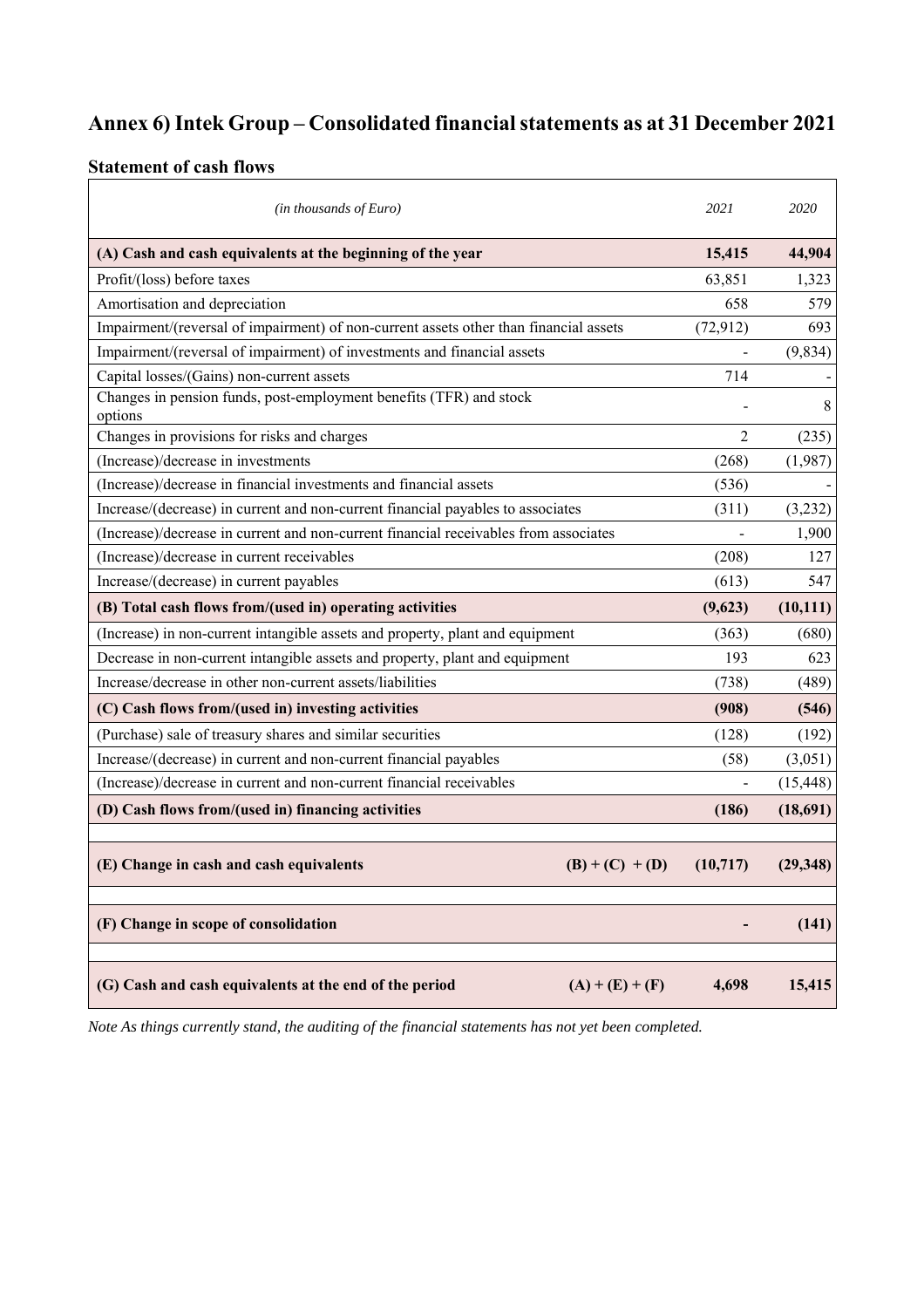# Annex 6) Intek Group – Consolidated financial statements as at 31 December 2021

## Statement of cash flows

| *(in thousands of Euro)* | | *2021* | *2020* |
|---|---|---|---|
| **(A) Cash and cash equivalents at the beginning of the year** | | **15,415** | **44,904** |
| Profit/(loss) before taxes | | 63,851 | 1,323 |
| Amortisation and depreciation | | 658 | 579 |
| Impairment/(reversal of impairment) of non-current assets other than financial assets | | (72,912) | 693 |
| Impairment/(reversal of impairment) of investments and financial assets | | - | (9,834) |
| Capital losses/(Gains) non-current assets | | 714 | - |
| Changes in pension funds, post-employment benefits (TFR) and stock options | | - | 8 |
| Changes in provisions for risks and charges | | 2 | (235) |
| (Increase)/decrease in investments | | (268) | (1,987) |
| (Increase)/decrease in financial investments and financial assets | | (536) | - |
| Increase/(decrease) in current and non-current financial payables to associates | | (311) | (3,232) |
| (Increase)/decrease in current and non-current financial receivables from associates | | - | 1,900 |
| (Increase)/decrease in current receivables | | (208) | 127 |
| Increase/(decrease) in current payables | | (613) | 547 |
| **(B) Total cash flows from/(used in) operating activities** | | **(9,623)** | **(10,111)** |
| (Increase) in non-current intangible assets and property, plant and equipment | | (363) | (680) |
| Decrease in non-current intangible assets and property, plant and equipment | | 193 | 623 |
| Increase/decrease in other non-current assets/liabilities | | (738) | (489) |
| **(C) Cash flows from/(used in) investing activities** | | **(908)** | **(546)** |
| (Purchase) sale of treasury shares and similar securities | | (128) | (192) |
| Increase/(decrease) in current and non-current financial payables | | (58) | (3,051) |
| (Increase)/decrease in current and non-current financial receivables | | - | (15,448) |
| **(D) Cash flows from/(used in) financing activities** | | **(186)** | **(18,691)** |
| **(E) Change in cash and cash equivalents** | **(B) + (C) + (D)** | **(10,717)** | **(29,348)** |
| **(F) Change in scope of consolidation** | | **-** | **(141)** |
| **(G) Cash and cash equivalents at the end of the period** | **(A) + (E) + (F)** | **4,698** | **15,415** |

*Note As things currently stand, the auditing of the financial statements has not yet been completed.*